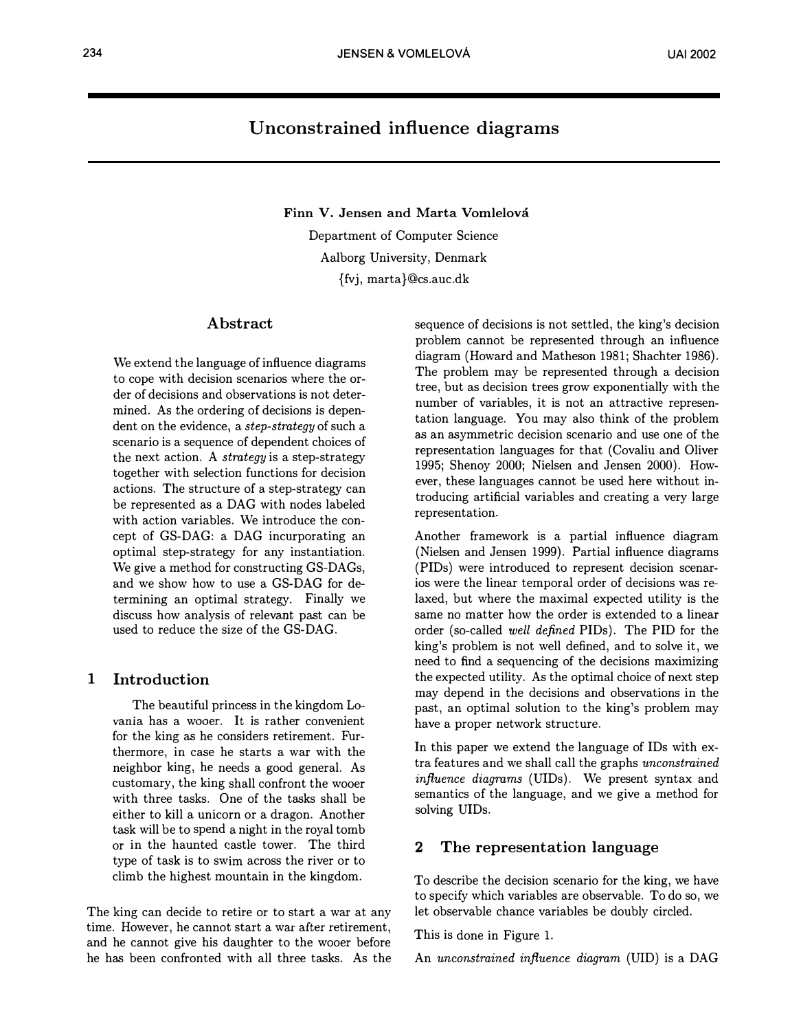# Unconstrained influence diagrams

**Finn V. Jensen and Marta Vomlelová**

Department of Computer Science
Aalborg University, Denmark
{fvj, marta}@cs.auc.dk

## Abstract

We extend the language of influence diagrams to cope with decision scenarios where the order of decisions and observations is not determined. As the ordering of decisions is dependent on the evidence, a *step-strategy* of such a scenario is a sequence of dependent choices of the next action. A *strategy* is a step-strategy together with selection functions for decision actions. The structure of a step-strategy can be represented as a DAG with nodes labeled with action variables. We introduce the concept of GS-DAG: a DAG incurporating an optimal step-strategy for any instantiation. We give a method for constructing GS-DAGs, and we show how to use a GS-DAG for determining an optimal strategy. Finally we discuss how analysis of relevant past can be used to reduce the size of the GS-DAG.

## 1 Introduction

The beautiful princess in the kingdom Lovania has a wooer. It is rather convenient for the king as he considers retirement. Furthermore, in case he starts a war with the neighbor king, he needs a good general. As customary, the king shall confront the wooer with three tasks. One of the tasks shall be either to kill a unicorn or a dragon. Another task will be to spend a night in the royal tomb or in the haunted castle tower. The third type of task is to swim across the river or to climb the highest mountain in the kingdom.

The king can decide to retire or to start a war at any time. However, he cannot start a war after retirement, and he cannot give his daughter to the wooer before he has been confronted with all three tasks. As the sequence of decisions is not settled, the king's decision problem cannot be represented through an influence diagram (Howard and Matheson 1981; Shachter 1986). The problem may be represented through a decision tree, but as decision trees grow exponentially with the number of variables, it is not an attractive representation language. You may also think of the problem as an asymmetric decision scenario and use one of the representation languages for that (Covaliu and Oliver 1995; Shenoy 2000; Nielsen and Jensen 2000). However, these languages cannot be used here without introducing artificial variables and creating a very large representation.

Another framework is a partial influence diagram (Nielsen and Jensen 1999). Partial influence diagrams (PIDs) were introduced to represent decision scenarios were the linear temporal order of decisions was relaxed, but where the maximal expected utility is the same no matter how the order is extended to a linear order (so-called *well defined* PIDs). The PID for the king's problem is not well defined, and to solve it, we need to find a sequencing of the decisions maximizing the expected utility. As the optimal choice of next step may depend in the decisions and observations in the past, an optimal solution to the king's problem may have a proper network structure.

In this paper we extend the language of IDs with extra features and we shall call the graphs *unconstrained influence diagrams* (UIDs). We present syntax and semantics of the language, and we give a method for solving UIDs.

## 2 The representation language

To describe the decision scenario for the king, we have to specify which variables are observable. To do so, we let observable chance variables be doubly circled.

This is done in Figure 1.

An *unconstrained influence diagram* (UID) is a DAG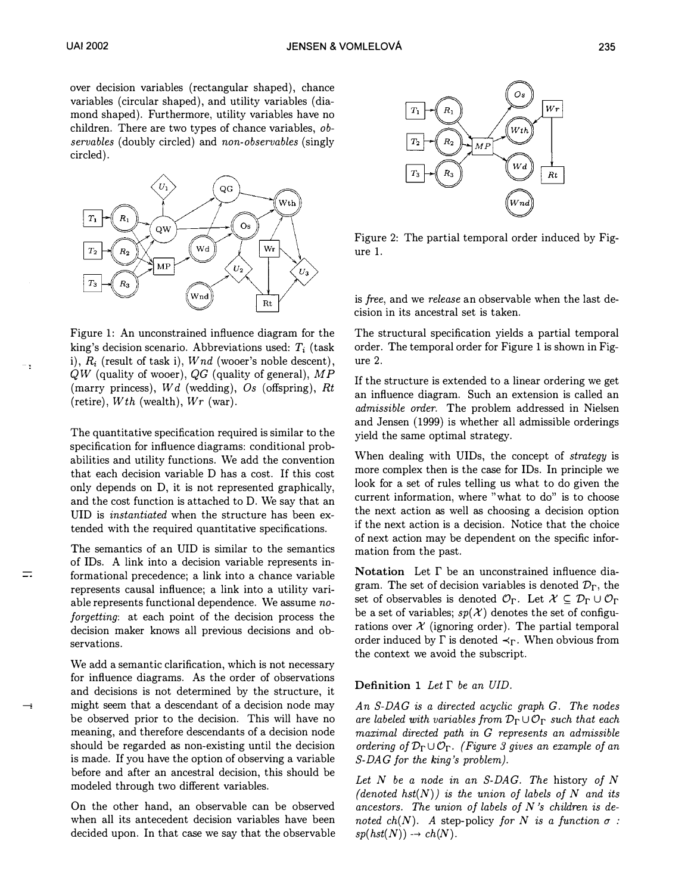over decision variables (rectangular shaped), chance variables (circular shaped), and utility variables (diamond shaped). Furthermore, utility variables have no children. There are two types of chance variables, *observables* (doubly circled) and *non-observables* (singly circled).

Figure 1: An unconstrained influence diagram for the king's decision scenario. Abbreviations used: $T_i$ (task i), $R_i$ (result of task i), $Wnd$ (wooer's noble descent), $QW$ (quality of wooer), $QG$ (quality of general), $MP$ (marry princess), $Wd$ (wedding), $Os$ (offspring), $Rt$ (retire), $Wth$ (wealth), $Wr$ (war).

The quantitative specification required is similar to the specification for influence diagrams: conditional probabilities and utility functions. We add the convention that each decision variable D has a cost. If this cost only depends on D, it is not represented graphically, and the cost function is attached to D. We say that an UID is *instantiated* when the structure has been extended with the required quantitative specifications.

The semantics of an UID is similar to the semantics of IDs. A link into a decision variable represents informational precedence; a link into a chance variable represents causal influence; a link into a utility variable represents functional dependence. We assume *no-forgetting*: at each point of the decision process the decision maker knows all previous decisions and observations.

We add a semantic clarification, which is not necessary for influence diagrams. As the order of observations and decisions is not determined by the structure, it might seem that a descendant of a decision node may be observed prior to the decision. This will have no meaning, and therefore descendants of a decision node should be regarded as non-existing until the decision is made. If you have the option of observing a variable before and after an ancestral decision, this should be modeled through two different variables.

On the other hand, an observable can be observed when all its antecedent decision variables have been decided upon. In that case we say that the observable is *free*, and we *release* an observable when the last decision in its ancestral set is taken.

Figure 2: The partial temporal order induced by Figure 1.

The structural specification yields a partial temporal order. The temporal order for Figure 1 is shown in Figure 2.

If the structure is extended to a linear ordering we get an influence diagram. Such an extension is called an *admissible order*. The problem addressed in Nielsen and Jensen (1999) is whether all admissible orderings yield the same optimal strategy.

When dealing with UIDs, the concept of *strategy* is more complex then is the case for IDs. In principle we look for a set of rules telling us what to do given the current information, where "what to do" is to choose the next action as well as choosing a decision option if the next action is a decision. Notice that the choice of next action may be dependent on the specific information from the past.

**Notation** Let $\Gamma$ be an unconstrained influence diagram. The set of decision variables is denoted $\mathcal{D}_\Gamma$, the set of observables is denoted $\mathcal{O}_\Gamma$. Let $\mathcal{X} \subseteq \mathcal{D}_\Gamma \cup \mathcal{O}_\Gamma$ be a set of variables; $sp(\mathcal{X})$ denotes the set of configurations over $\mathcal{X}$ (ignoring order). The partial temporal order induced by $\Gamma$ is denoted $\prec_\Gamma$. When obvious from the context we avoid the subscript.

**Definition 1** *Let $\Gamma$ be an UID.*

*An S-DAG is a directed acyclic graph G. The nodes are labeled with variables from $\mathcal{D}_\Gamma \cup \mathcal{O}_\Gamma$ such that each maximal directed path in G represents an admissible ordering of $\mathcal{D}_\Gamma \cup \mathcal{O}_\Gamma$. (Figure 3 gives an example of an S-DAG for the king's problem).*

*Let N be a node in an S-DAG. The* history *of N (denoted $hst(N)$) is the union of labels of N and its ancestors. The union of labels of N's children is denoted $ch(N)$. A* step-policy *for N is a function $\sigma$ : $sp(hst(N)) \rightarrow ch(N)$.*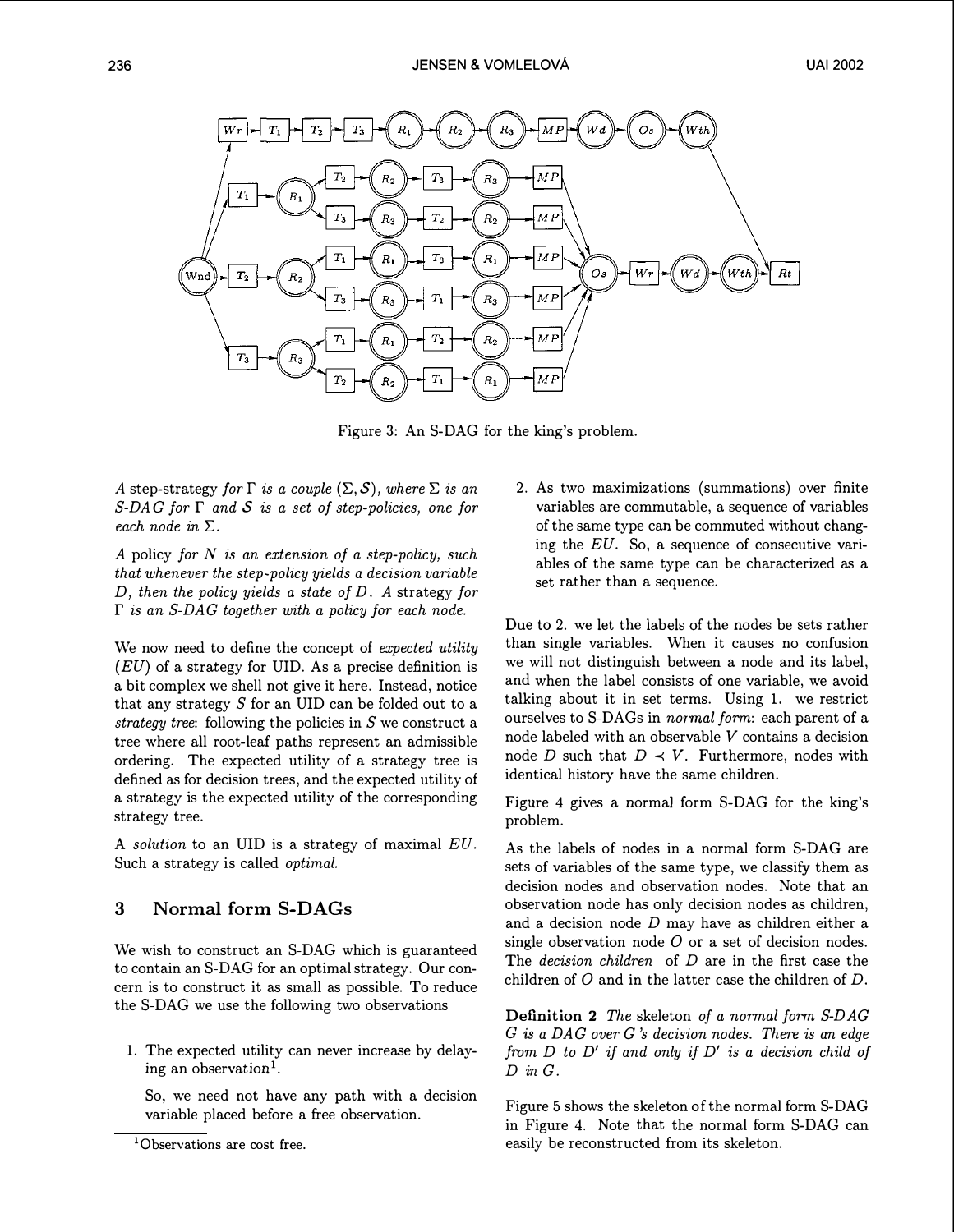Figure 3: An S-DAG for the king's problem.

*A* step-strategy *for* $\Gamma$ *is a couple* $(\Sigma, \mathcal{S})$*, where* $\Sigma$ *is an S-DAG for* $\Gamma$ *and* $\mathcal{S}$ *is a set of step-policies, one for each node in* $\Sigma$.

*A* policy *for* $N$ *is an extension of a step-policy, such that whenever the step-policy yields a decision variable* $D$*, then the policy yields a state of* $D$*. A* strategy *for* $\Gamma$ *is an S-DAG together with a policy for each node.*

We now need to define the concept of *expected utility* (*EU*) of a strategy for UID. As a precise definition is a bit complex we shell not give it here. Instead, notice that any strategy $S$ for an UID can be folded out to a *strategy tree*: following the policies in $S$ we construct a tree where all root-leaf paths represent an admissible ordering. The expected utility of a strategy tree is defined as for decision trees, and the expected utility of a strategy is the expected utility of the corresponding strategy tree.

A *solution* to an UID is a strategy of maximal *EU*. Such a strategy is called *optimal*.

## 3 Normal form S-DAGs

We wish to construct an S-DAG which is guaranteed to contain an S-DAG for an optimal strategy. Our concern is to construct it as small as possible. To reduce the S-DAG we use the following two observations

1. The expected utility can never increase by delaying an observation[1].

   So, we need not have any path with a decision variable placed before a free observation.

2. As two maximizations (summations) over finite variables are commutable, a sequence of variables of the same type can be commuted without changing the *EU*. So, a sequence of consecutive variables of the same type can be characterized as a set rather than a sequence.

Due to 2. we let the labels of the nodes be sets rather than single variables. When it causes no confusion we will not distinguish between a node and its label, and when the label consists of one variable, we avoid talking about it in set terms. Using 1. we restrict ourselves to S-DAGs in *normal form*: each parent of a node labeled with an observable $V$ contains a decision node $D$ such that $D \prec V$. Furthermore, nodes with identical history have the same children.

Figure 4 gives a normal form S-DAG for the king's problem.

As the labels of nodes in a normal form S-DAG are sets of variables of the same type, we classify them as decision nodes and observation nodes. Note that an observation node has only decision nodes as children, and a decision node $D$ may have as children either a single observation node $O$ or a set of decision nodes. The *decision children* of $D$ are in the first case the children of $O$ and in the latter case the children of $D$.

**Definition 2** *The* skeleton *of a normal form S-DAG* $G$ *is a DAG over* $G$*'s decision nodes. There is an edge from* $D$ *to* $D'$ *if and only if* $D'$ *is a decision child of* $D$ *in* $G$.

Figure 5 shows the skeleton of the normal form S-DAG in Figure 4. Note that the normal form S-DAG can easily be reconstructed from its skeleton.

[1] Observations are cost free.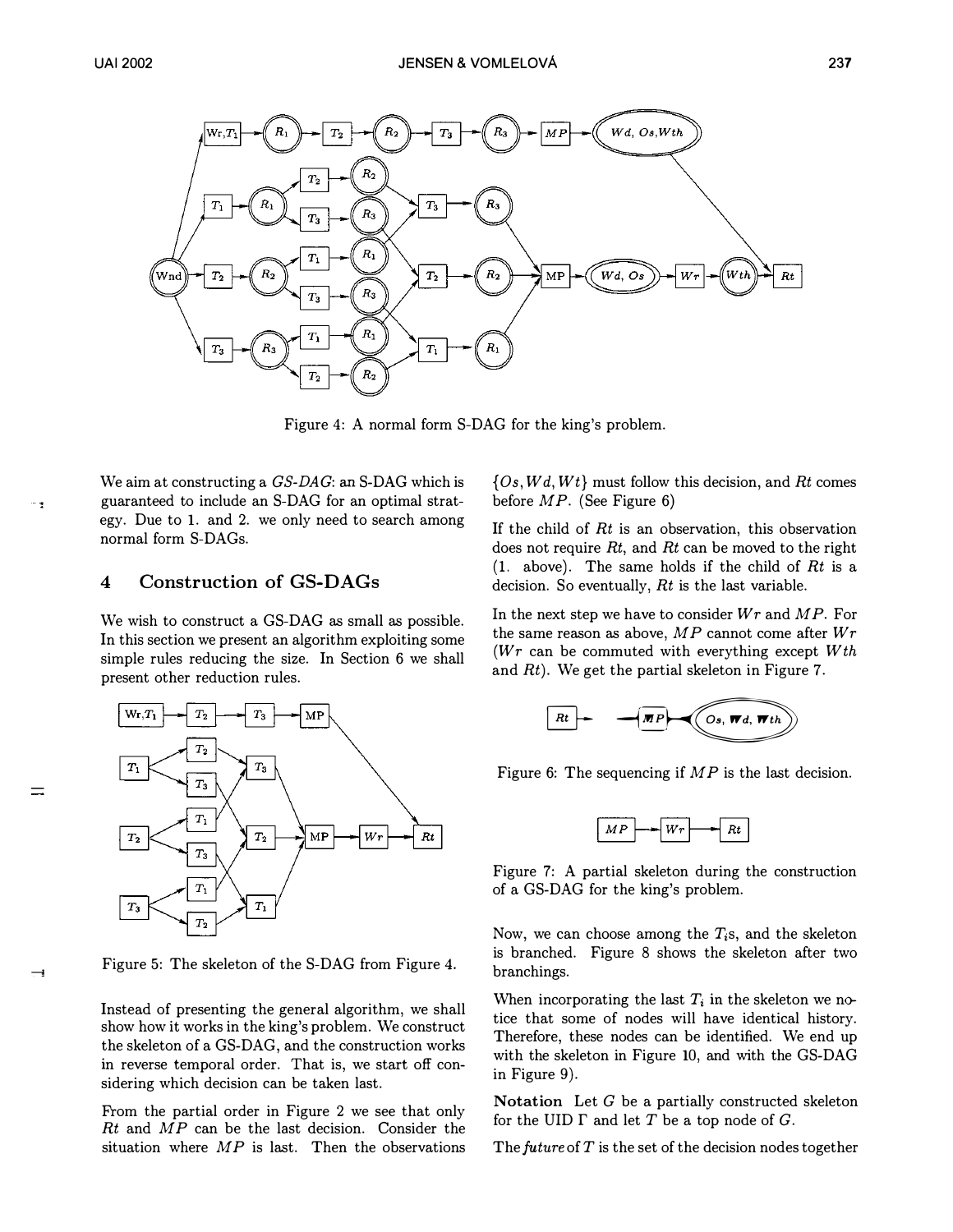Figure 4: A normal form S-DAG for the king's problem.

We aim at constructing a *GS-DAG*: an S-DAG which is guaranteed to include an S-DAG for an optimal strategy. Due to 1. and 2. we only need to search among normal form S-DAGs.

## 4 Construction of GS-DAGs

We wish to construct a GS-DAG as small as possible. In this section we present an algorithm exploiting some simple rules reducing the size. In Section 6 we shall present other reduction rules.

Figure 5: The skeleton of the S-DAG from Figure 4.

Instead of presenting the general algorithm, we shall show how it works in the king's problem. We construct the skeleton of a GS-DAG, and the construction works in reverse temporal order. That is, we start off considering which decision can be taken last.

From the partial order in Figure 2 we see that only $Rt$ and $MP$ can be the last decision. Consider the situation where $MP$ is last. Then the observations $\{Os, Wd, Wt\}$ must follow this decision, and $Rt$ comes before $MP$. (See Figure 6)

If the child of $Rt$ is an observation, this observation does not require $Rt$, and $Rt$ can be moved to the right (1. above). The same holds if the child of $Rt$ is a decision. So eventually, $Rt$ is the last variable.

In the next step we have to consider $Wr$ and $MP$. For the same reason as above, $MP$ cannot come after $Wr$ ($Wr$ can be commuted with everything except $Wth$ and $Rt$). We get the partial skeleton in Figure 7.

Figure 6: The sequencing if $MP$ is the last decision.

Figure 7: A partial skeleton during the construction of a GS-DAG for the king's problem.

Now, we can choose among the $T_i$s, and the skeleton is branched. Figure 8 shows the skeleton after two branchings.

When incorporating the last $T_i$ in the skeleton we notice that some of nodes will have identical history. Therefore, these nodes can be identified. We end up with the skeleton in Figure 10, and with the GS-DAG in Figure 9).

**Notation** Let $G$ be a partially constructed skeleton for the UID $\Gamma$ and let $T$ be a top node of $G$.

The *future* of $T$ is the set of the decision nodes together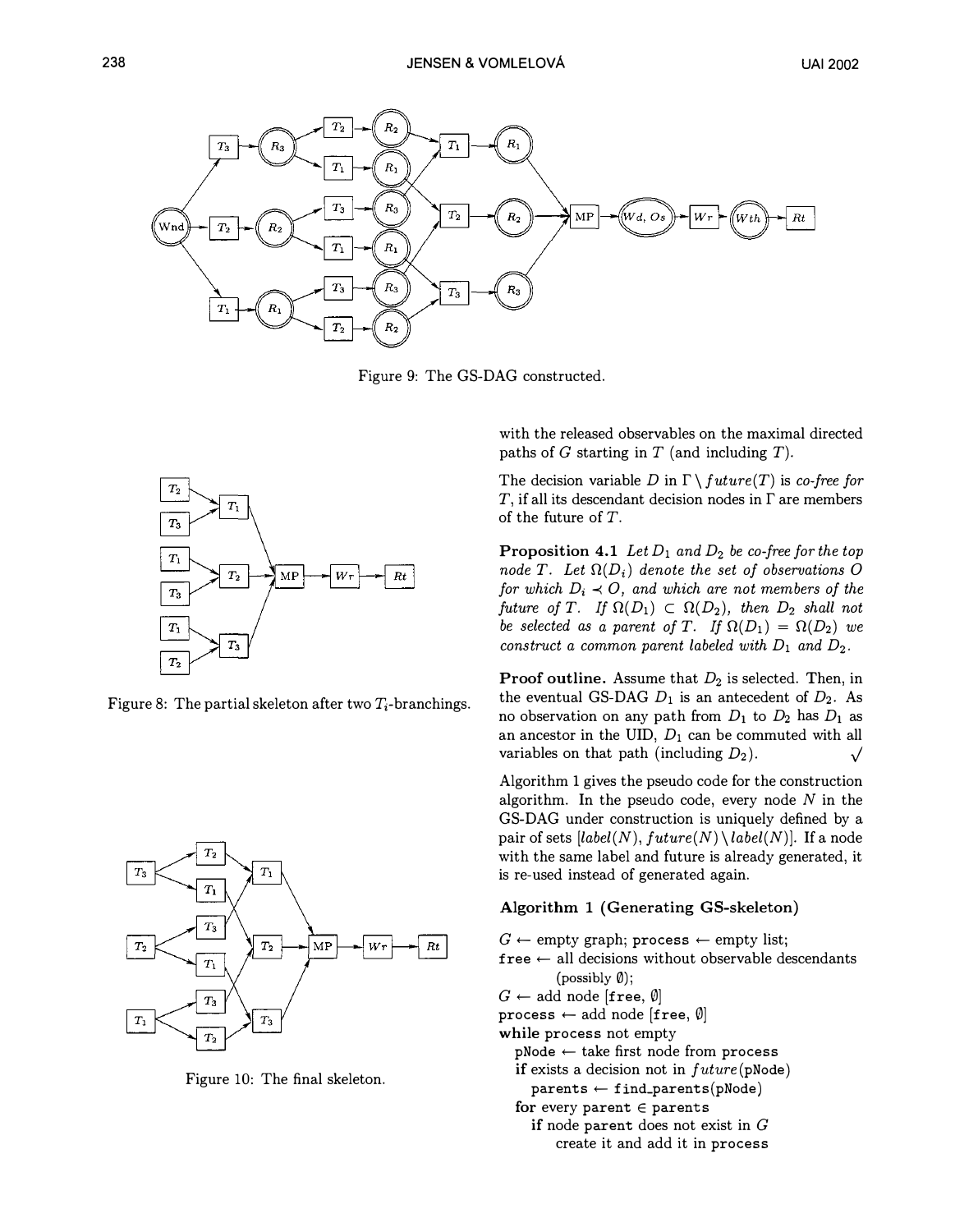Figure 9: The GS-DAG constructed.

Figure 8: The partial skeleton after two $T_i$-branchings.

Figure 10: The final skeleton.

with the released observables on the maximal directed paths of $G$ starting in $T$ (and including $T$).

The decision variable $D$ in $\Gamma \setminus future(T)$ is *co-free for* $T$, if all its descendant decision nodes in $\Gamma$ are members of the future of $T$.

**Proposition 4.1** *Let $D_1$ and $D_2$ be co-free for the top node $T$. Let $\Omega(D_i)$ denote the set of observations $O$ for which $D_i \prec O$, and which are not members of the future of $T$. If $\Omega(D_1) \subset \Omega(D_2)$, then $D_2$ shall not be selected as a parent of $T$. If $\Omega(D_1) = \Omega(D_2)$ we construct a common parent labeled with $D_1$ and $D_2$.*

**Proof outline.** Assume that $D_2$ is selected. Then, in the eventual GS-DAG $D_1$ is an antecedent of $D_2$. As no observation on any path from $D_1$ to $D_2$ has $D_1$ as an ancestor in the UID, $D_1$ can be commuted with all variables on that path (including $D_2$). $\surd$

Algorithm 1 gives the pseudo code for the construction algorithm. In the pseudo code, every node $N$ in the GS-DAG under construction is uniquely defined by a pair of sets $[label(N), future(N) \setminus label(N)]$. If a node with the same label and future is already generated, it is re-used instead of generated again.

**Algorithm 1 (Generating GS-skeleton)**

```
G ← empty graph; process ← empty list;
free ← all decisions without observable descendants
        (possibly ∅);
G ← add node [free, ∅]
process ← add node [free, ∅]
while process not empty
  pNode ← take first node from process
  if exists a decision not in future(pNode)
    parents ← find_parents(pNode)
  for every parent ∈ parents
    if node parent does not exist in G
       create it and add it in process
```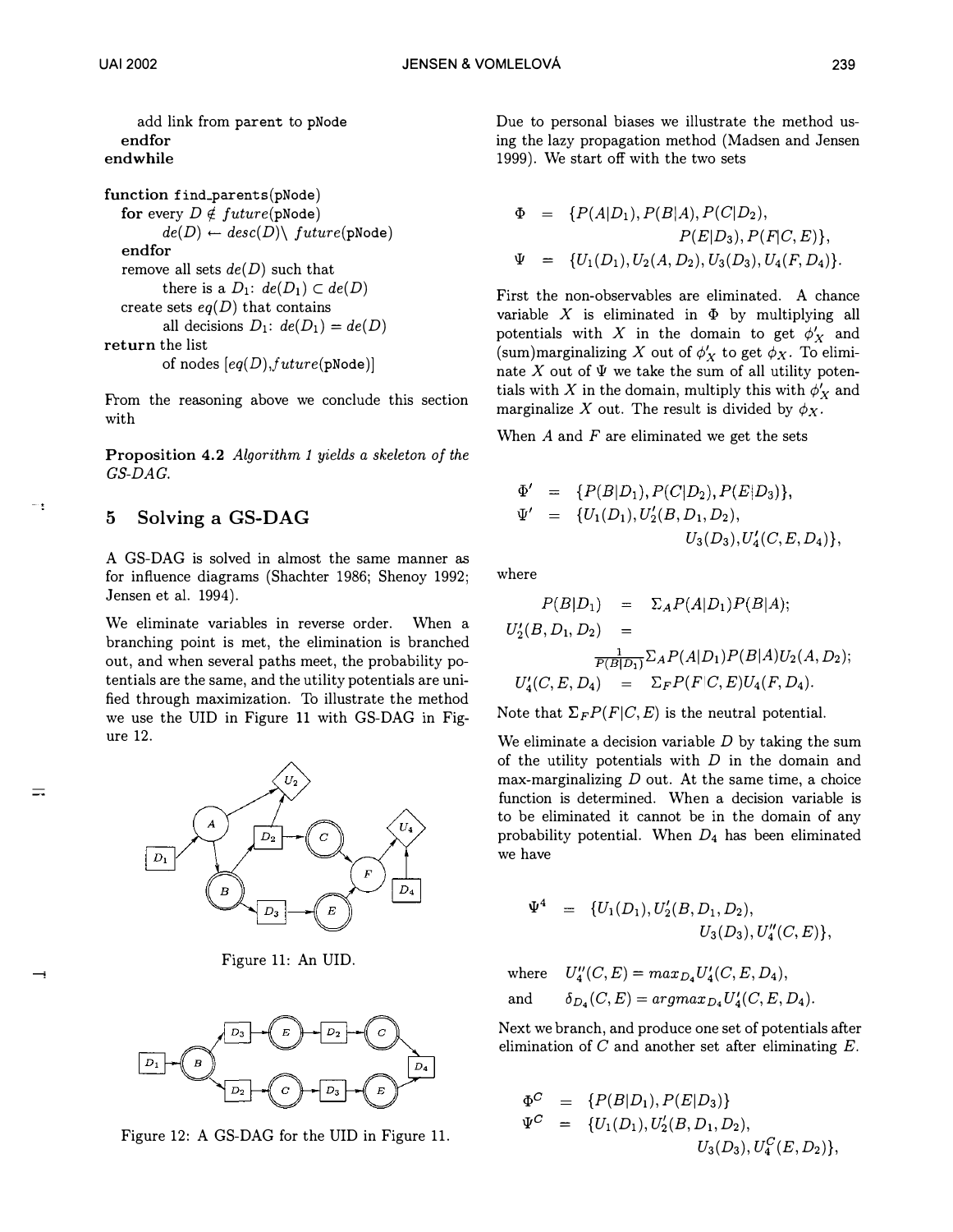```
        add link from parent to pNode
    endfor
endwhile

function find_parents(pNode)
    for every D ∉ future(pNode)
        de(D) ← desc(D)\ future(pNode)
    endfor
    remove all sets de(D) such that
        there is a D1: de(D1) ⊂ de(D)
    create sets eq(D) that contains
        all decisions D1: de(D1) = de(D)
return the list
        of nodes [eq(D),future(pNode)]
```

From the reasoning above we conclude this section with

**Proposition 4.2** *Algorithm 1 yields a skeleton of the GS-DAG.*

## 5 Solving a GS-DAG

A GS-DAG is solved in almost the same manner as for influence diagrams (Shachter 1986; Shenoy 1992; Jensen et al. 1994).

We eliminate variables in reverse order. When a branching point is met, the elimination is branched out, and when several paths meet, the probability potentials are the same, and the utility potentials are unified through maximization. To illustrate the method we use the UID in Figure 11 with GS-DAG in Figure 12.

Figure 11: An UID.

Figure 12: A GS-DAG for the UID in Figure 11.

Due to personal biases we illustrate the method using the lazy propagation method (Madsen and Jensen 1999). We start off with the two sets

$$\Phi = \{P(A|D_1), P(B|A), P(C|D_2), P(E|D_3), P(F|C,E)\},$$
$$\Psi = \{U_1(D_1), U_2(A, D_2), U_3(D_3), U_4(F, D_4)\}.$$

First the non-observables are eliminated. A chance variable $X$ is eliminated in $\Phi$ by multiplying all potentials with $X$ in the domain to get $\phi'_X$ and (sum)marginalizing $X$ out of $\phi'_X$ to get $\phi_X$. To eliminate $X$ out of $\Psi$ we take the sum of all utility potentials with $X$ in the domain, multiply this with $\phi'_X$ and marginalize $X$ out. The result is divided by $\phi_X$.

When $A$ and $F$ are eliminated we get the sets

$$\Phi' = \{P(B|D_1), P(C|D_2), P(E|D_3)\},$$
$$\Psi' = \{U_1(D_1), U'_2(B, D_1, D_2), U_3(D_3), U'_4(C, E, D_4)\},$$

where

$$P(B|D_1) = \Sigma_A P(A|D_1)P(B|A);$$
$$U'_2(B, D_1, D_2) = \frac{1}{P(B|D_1)} \Sigma_A P(A|D_1)P(B|A)U_2(A, D_2);$$
$$U'_4(C, E, D_4) = \Sigma_F P(F|C, E)U_4(F, D_4).$$

Note that $\Sigma_F P(F|C, E)$ is the neutral potential.

We eliminate a decision variable $D$ by taking the sum of the utility potentials with $D$ in the domain and max-marginalizing $D$ out. At the same time, a choice function is determined. When a decision variable is to be eliminated it cannot be in the domain of any probability potential. When $D_4$ has been eliminated we have

$$\Psi^4 = \{U_1(D_1), U'_2(B, D_1, D_2), U_3(D_3), U''_4(C, E)\},$$

where $U''_4(C, E) = max_{D_4} U'_4(C, E, D_4)$,
and $\delta_{D_4}(C, E) = argmax_{D_4} U'_4(C, E, D_4)$.

Next we branch, and produce one set of potentials after elimination of $C$ and another set after eliminating $E$.

$$\Phi^C = \{P(B|D_1), P(E|D_3)\}$$
$$\Psi^C = \{U_1(D_1), U'_2(B, D_1, D_2), U_3(D_3), U_4^C(E, D_2)\},$$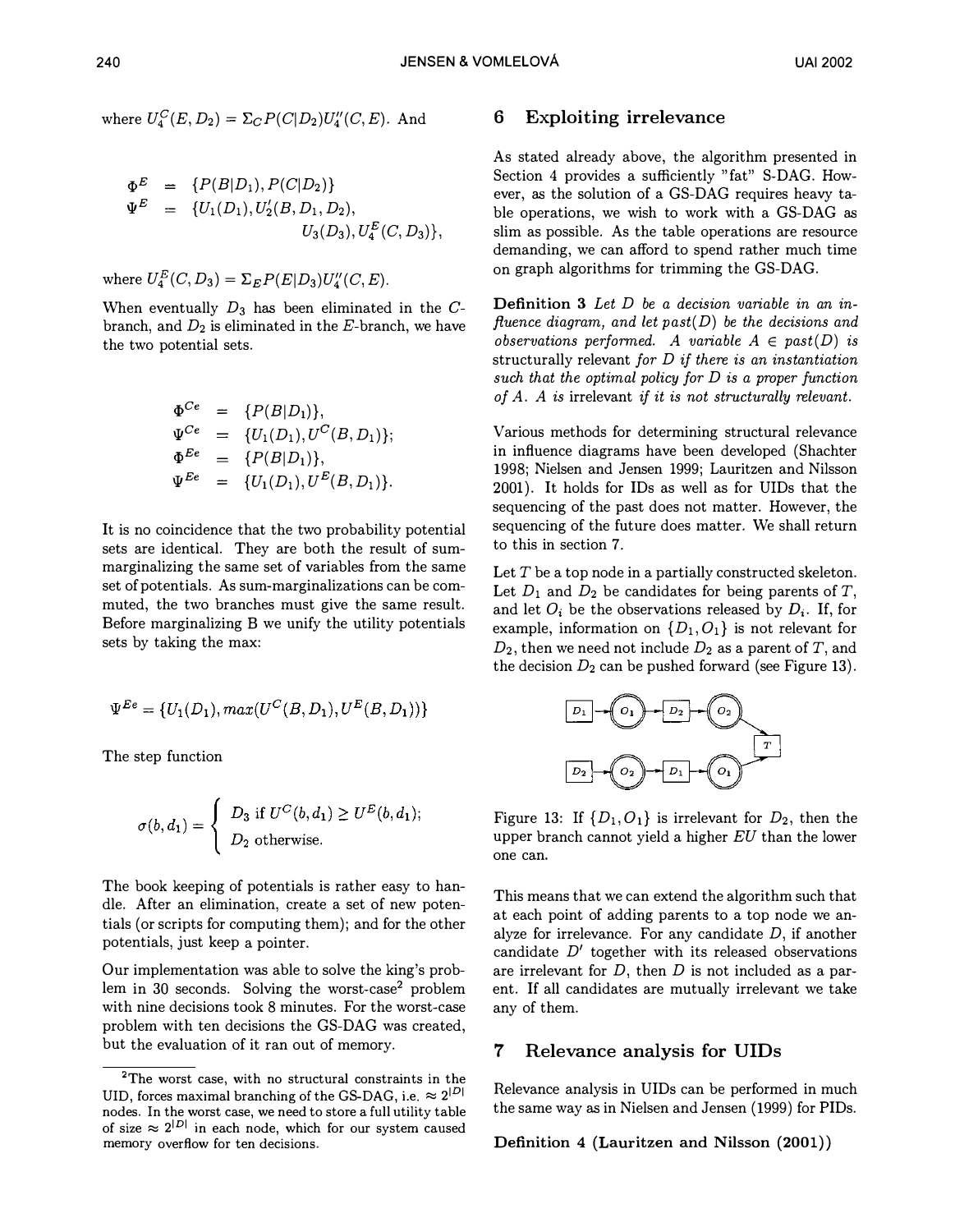where $U_4^C(E, D_2) = \Sigma_C P(C|D_2)U_4''(C, E)$. And

$$\Phi^E = \{P(B|D_1), P(C|D_2)\}$$
$$\Psi^E = \{U_1(D_1), U_2'(B, D_1, D_2), U_3(D_3), U_4^E(C, D_3)\},$$

where $U_4^E(C, D_3) = \Sigma_E P(E|D_3)U_4''(C, E)$.

When eventually $D_3$ has been eliminated in the $C$-branch, and $D_2$ is eliminated in the $E$-branch, we have the two potential sets.

$$\Phi^{Ce} = \{P(B|D_1)\},$$
$$\Psi^{Ce} = \{U_1(D_1), U^C(B, D_1)\};$$
$$\Phi^{Ee} = \{P(B|D_1)\},$$
$$\Psi^{Ee} = \{U_1(D_1), U^E(B, D_1)\}.$$

It is no coincidence that the two probability potential sets are identical. They are both the result of sum-marginalizing the same set of variables from the same set of potentials. As sum-marginalizations can be commuted, the two branches must give the same result. Before marginalizing B we unify the utility potentials sets by taking the max:

$$\Psi^{Ee} = \{U_1(D_1), max(U^C(B, D_1), U^E(B, D_1))\}$$

The step function

$$\sigma(b, d_1) = \begin{cases} D_3 \text{ if } U^C(b, d_1) \geq U^E(b, d_1); \\ D_2 \text{ otherwise.} \end{cases}$$

The book keeping of potentials is rather easy to handle. After an elimination, create a set of new potentials (or scripts for computing them); and for the other potentials, just keep a pointer.

Our implementation was able to solve the king's problem in 30 seconds. Solving the worst-case[2] problem with nine decisions took 8 minutes. For the worst-case problem with ten decisions the GS-DAG was created, but the evaluation of it ran out of memory.

[2] The worst case, with no structural constraints in the UID, forces maximal branching of the GS-DAG, i.e. $\approx 2^{|D|}$ nodes. In the worst case, we need to store a full utility table of size $\approx 2^{|D|}$ in each node, which for our system caused memory overflow for ten decisions.

## 6 Exploiting irrelevance

As stated already above, the algorithm presented in Section 4 provides a sufficiently "fat" S-DAG. However, as the solution of a GS-DAG requires heavy table operations, we wish to work with a GS-DAG as slim as possible. As the table operations are resource demanding, we can afford to spend rather much time on graph algorithms for trimming the GS-DAG.

**Definition 3** *Let $D$ be a decision variable in an influence diagram, and let $past(D)$ be the decisions and observations performed. A variable $A \in past(D)$ is* structurally relevant *for $D$ if there is an instantiation such that the optimal policy for $D$ is a proper function of $A$. $A$ is* irrelevant *if it is not structurally relevant.*

Various methods for determining structural relevance in influence diagrams have been developed (Shachter 1998; Nielsen and Jensen 1999; Lauritzen and Nilsson 2001). It holds for IDs as well as for UIDs that the sequencing of the past does not matter. However, the sequencing of the future does matter. We shall return to this in section 7.

Let $T$ be a top node in a partially constructed skeleton. Let $D_1$ and $D_2$ be candidates for being parents of $T$, and let $O_i$ be the observations released by $D_i$. If, for example, information on $\{D_1, O_1\}$ is not relevant for $D_2$, then we need not include $D_2$ as a parent of $T$, and the decision $D_2$ can be pushed forward (see Figure 13).

Figure 13: If $\{D_1, O_1\}$ is irrelevant for $D_2$, then the upper branch cannot yield a higher $EU$ than the lower one can.

This means that we can extend the algorithm such that at each point of adding parents to a top node we analyze for irrelevance. For any candidate $D$, if another candidate $D'$ together with its released observations are irrelevant for $D$, then $D$ is not included as a parent. If all candidates are mutually irrelevant we take any of them.

## 7 Relevance analysis for UIDs

Relevance analysis in UIDs can be performed in much the same way as in Nielsen and Jensen (1999) for PIDs.

**Definition 4 (Lauritzen and Nilsson (2001))**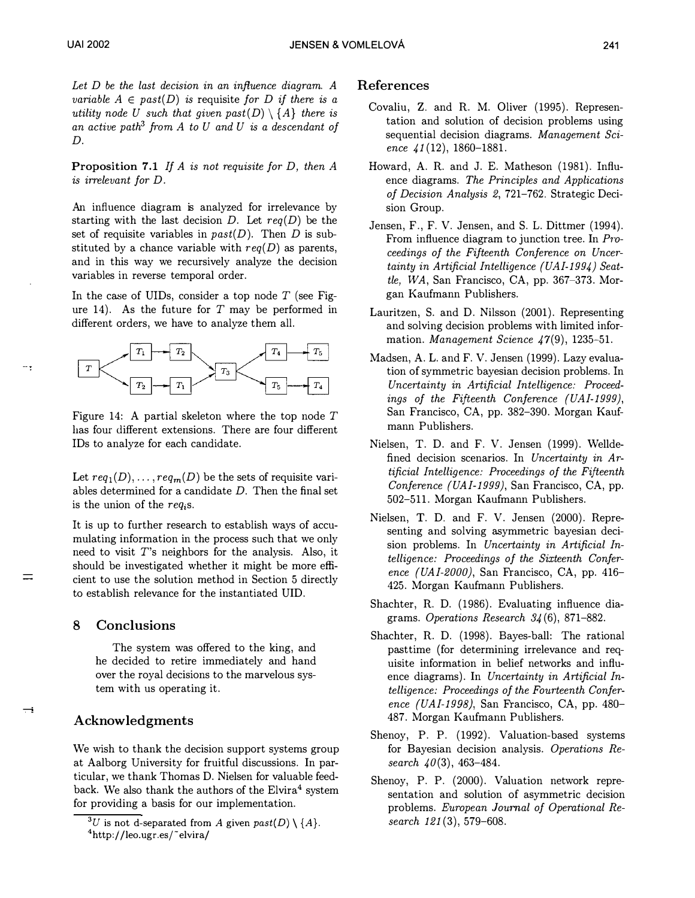*Let $D$ be the last decision in an influence diagram. A variable $A \in past(D)$ is* requisite *for $D$ if there is a utility node $U$ such that given $past(D) \setminus \{A\}$ there is an active path[3] from $A$ to $U$ and $U$ is a descendant of $D$.*

**Proposition 7.1** *If $A$ is not requisite for $D$, then $A$ is irrelevant for $D$.*

An influence diagram is analyzed for irrelevance by starting with the last decision $D$. Let $req(D)$ be the set of requisite variables in $past(D)$. Then $D$ is substituted by a chance variable with $req(D)$ as parents, and in this way we recursively analyze the decision variables in reverse temporal order.

In the case of UIDs, consider a top node $T$ (see Figure 14). As the future for $T$ may be performed in different orders, we have to analyze them all.

T
T1
T2
T2
T1
T3
T4
T5
T5
T4

Figure 14: A partial skeleton where the top node $T$ has four different extensions. There are four different IDs to analyze for each candidate.

Let $req_1(D), \ldots, req_m(D)$ be the sets of requisite variables determined for a candidate $D$. Then the final set is the union of the $req_i$s.

It is up to further research to establish ways of accumulating information in the process such that we only need to visit $T$'s neighbors for the analysis. Also, it should be investigated whether it might be more efficient to use the solution method in Section 5 directly to establish relevance for the instantiated UID.

## 8 Conclusions

The system was offered to the king, and he decided to retire immediately and hand over the royal decisions to the marvelous system with us operating it.

## Acknowledgments

We wish to thank the decision support systems group at Aalborg University for fruitful discussions. In particular, we thank Thomas D. Nielsen for valuable feedback. We also thank the authors of the Elvira[4] system for providing a basis for our implementation.

[3] $U$ is not d-separated from $A$ given $past(D) \setminus \{A\}$.

[4] http://leo.ugr.es/~elvira/

## References

Covaliu, Z. and R. M. Oliver (1995). Representation and solution of decision problems using sequential decision diagrams. *Management Science 41*(12), 1860–1881.

Howard, A. R. and J. E. Matheson (1981). Influence diagrams. *The Principles and Applications of Decision Analysis 2*, 721–762. Strategic Decision Group.

Jensen, F., F. V. Jensen, and S. L. Dittmer (1994). From influence diagram to junction tree. In *Proceedings of the Fifteenth Conference on Uncertainty in Artificial Intelligence (UAI-1994) Seattle, WA*, San Francisco, CA, pp. 367–373. Morgan Kaufmann Publishers.

Lauritzen, S. and D. Nilsson (2001). Representing and solving decision problems with limited information. *Management Science 47*(9), 1235–51.

Madsen, A. L. and F. V. Jensen (1999). Lazy evaluation of symmetric bayesian decision problems. In *Uncertainty in Artificial Intelligence: Proceedings of the Fifteenth Conference (UAI-1999)*, San Francisco, CA, pp. 382–390. Morgan Kaufmann Publishers.

Nielsen, T. D. and F. V. Jensen (1999). Welldefined decision scenarios. In *Uncertainty in Artificial Intelligence: Proceedings of the Fifteenth Conference (UAI-1999)*, San Francisco, CA, pp. 502–511. Morgan Kaufmann Publishers.

Nielsen, T. D. and F. V. Jensen (2000). Representing and solving asymmetric bayesian decision problems. In *Uncertainty in Artificial Intelligence: Proceedings of the Sixteenth Conference (UAI-2000)*, San Francisco, CA, pp. 416–425. Morgan Kaufmann Publishers.

Shachter, R. D. (1986). Evaluating influence diagrams. *Operations Research 34*(6), 871–882.

Shachter, R. D. (1998). Bayes-ball: The rational pasttime (for determining irrelevance and requisite information in belief networks and influence diagrams). In *Uncertainty in Artificial Intelligence: Proceedings of the Fourteenth Conference (UAI-1998)*, San Francisco, CA, pp. 480–487. Morgan Kaufmann Publishers.

Shenoy, P. P. (1992). Valuation-based systems for Bayesian decision analysis. *Operations Research 40*(3), 463–484.

Shenoy, P. P. (2000). Valuation network representation and solution of asymmetric decision problems. *European Journal of Operational Research 121*(3), 579–608.